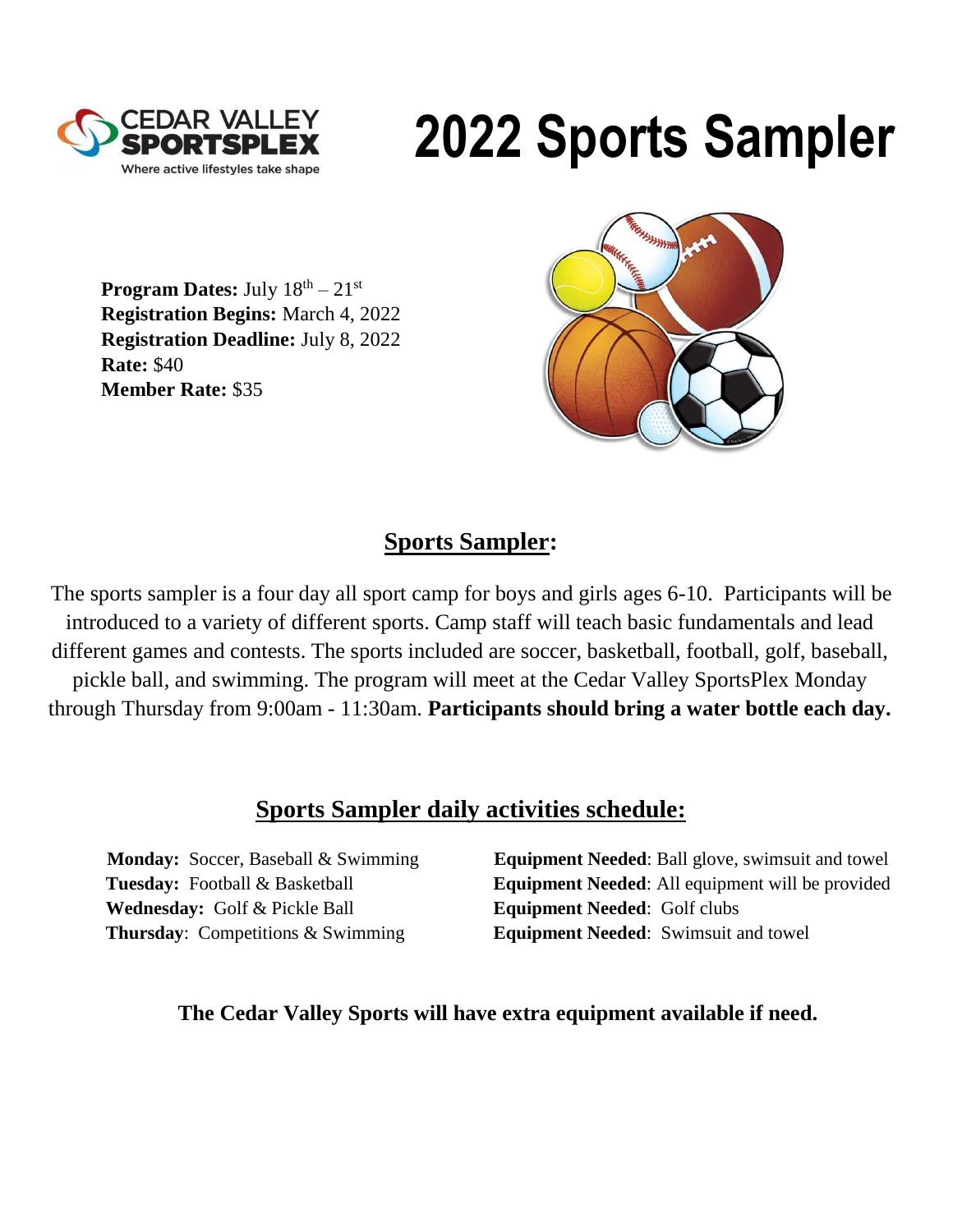CEDAR VALLEY SPORTSPLEX

Where active lifestyles take shape

# 2022 Sports Sampler

**Program Dates:** July 18th – 21st
**Registration Begins:** March 4, 2022
**Registration Deadline:** July 8, 2022
**Rate:** $40
**Member Rate:** $35

## Sports Sampler:

The sports sampler is a four day all sport camp for boys and girls ages 6-10. Participants will be introduced to a variety of different sports. Camp staff will teach basic fundamentals and lead different games and contests. The sports included are soccer, basketball, football, golf, baseball, pickle ball, and swimming. The program will meet at the Cedar Valley SportsPlex Monday through Thursday from 9:00am - 11:30am. **Participants should bring a water bottle each day.**

## Sports Sampler daily activities schedule:

**Monday:** Soccer, Baseball & Swimming — **Equipment Needed**: Ball glove, swimsuit and towel
**Tuesday:** Football & Basketball — **Equipment Needed**: All equipment will be provided
**Wednesday:** Golf & Pickle Ball — **Equipment Needed**: Golf clubs
**Thursday**: Competitions & Swimming — **Equipment Needed**: Swimsuit and towel

**The Cedar Valley Sports will have extra equipment available if need.**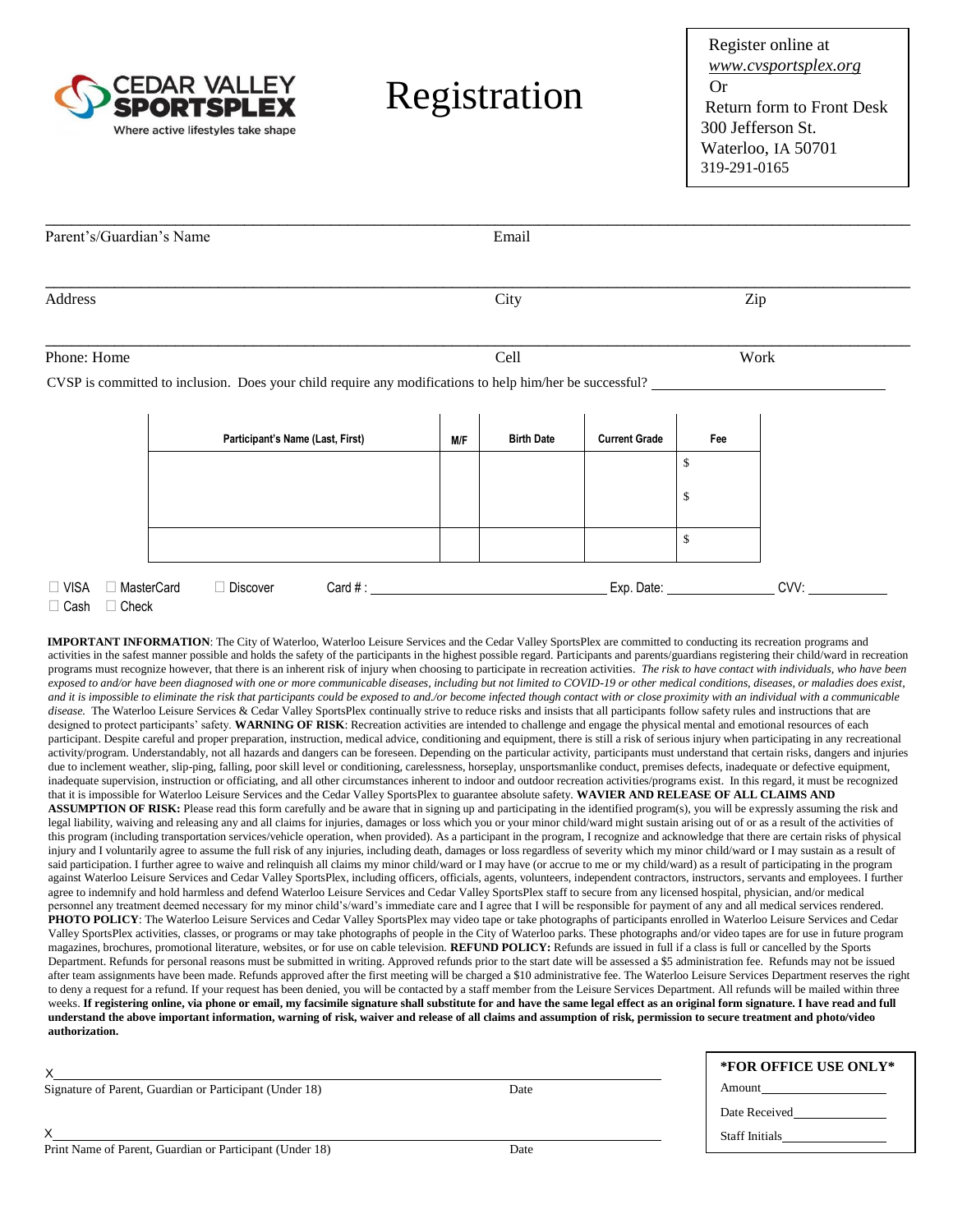CEDAR VALLEY SPORTSPLEX
Where active lifestyles take shape

# Registration

Register online at
*www.cvsportsplex.org*
Or
Return form to Front Desk
300 Jefferson St.
Waterloo, IA 50701
319-291-0165

Parent's/Guardian's Name ____________________ Email ____________________

Address ____________________ City ____________________ Zip ____________________

Phone: Home ____________________ Cell ____________________ Work ____________________

CVSP is committed to inclusion. Does your child require any modifications to help him/her be successful? ____________________

| Participant's Name (Last, First) | M/F | Birth Date | Current Grade | Fee |
|---|---|---|---|---|
| | | | | $ |
| | | | | $ |
| | | | | $ |

☐ VISA ☐ MasterCard ☐ Discover Card # : ____________________ Exp. Date: ____________ CVV: __________
☐ Cash ☐ Check

**IMPORTANT INFORMATION**: The City of Waterloo, Waterloo Leisure Services and the Cedar Valley SportsPlex are committed to conducting its recreation programs and activities in the safest manner possible and holds the safety of the participants in the highest possible regard. Participants and parents/guardians registering their child/ward in recreation programs must recognize however, that there is an inherent risk of injury when choosing to participate in recreation activities. *The risk to have contact with individuals, who have been exposed to and/or have been diagnosed with one or more communicable diseases, including but not limited to COVID-19 or other medical conditions, diseases, or maladies does exist, and it is impossible to eliminate the risk that participants could be exposed to and./or become infected though contact with or close proximity with an individual with a communicable disease.* The Waterloo Leisure Services & Cedar Valley SportsPlex continually strive to reduce risks and insists that all participants follow safety rules and instructions that are designed to protect participants' safety. **WARNING OF RISK**: Recreation activities are intended to challenge and engage the physical mental and emotional resources of each participant. Despite careful and proper preparation, instruction, medical advice, conditioning and equipment, there is still a risk of serious injury when participating in any recreational activity/program. Understandably, not all hazards and dangers can be foreseen. Depending on the particular activity, participants must understand that certain risks, dangers and injuries due to inclement weather, slip-ping, falling, poor skill level or conditioning, carelessness, horseplay, unsportsmanlike conduct, premises defects, inadequate or defective equipment, inadequate supervision, instruction or officiating, and all other circumstances inherent to indoor and outdoor recreation activities/programs exist. In this regard, it must be recognized that it is impossible for Waterloo Leisure Services and the Cedar Valley SportsPlex to guarantee absolute safety. **WAVIER AND RELEASE OF ALL CLAIMS AND ASSUMPTION OF RISK:** Please read this form carefully and be aware that in signing up and participating in the identified program(s), you will be expressly assuming the risk and legal liability, waiving and releasing any and all claims for injuries, damages or loss which you or your minor child/ward might sustain arising out of or as a result of the activities of this program (including transportation services/vehicle operation, when provided). As a participant in the program, I recognize and acknowledge that there are certain risks of physical injury and I voluntarily agree to assume the full risk of any injuries, including death, damages or loss regardless of severity which my minor child/ward or I may sustain as a result of said participation. I further agree to waive and relinquish all claims my minor child/ward or I may have (or accrue to me or my child/ward) as a result of participating in the program against Waterloo Leisure Services and Cedar Valley SportsPlex, including officers, officials, agents, volunteers, independent contractors, instructors, servants and employees. I further agree to indemnify and hold harmless and defend Waterloo Leisure Services and Cedar Valley SportsPlex staff to secure from any licensed hospital, physician, and/or medical personnel any treatment deemed necessary for my minor child's/ward's immediate care and I agree that I will be responsible for payment of any and all medical services rendered. **PHOTO POLICY**: The Waterloo Leisure Services and Cedar Valley SportsPlex may video tape or take photographs of participants enrolled in Waterloo Leisure Services and Cedar Valley SportsPlex activities, classes, or programs or may take photographs of people in the City of Waterloo parks. These photographs and/or video tapes are for use in future program magazines, brochures, promotional literature, websites, or for use on cable television. **REFUND POLICY:** Refunds are issued in full if a class is full or cancelled by the Sports Department. Refunds for personal reasons must be submitted in writing. Approved refunds prior to the start date will be assessed a $5 administration fee. Refunds may not be issued after team assignments have been made. Refunds approved after the first meeting will be charged a $10 administrative fee. The Waterloo Leisure Services Department reserves the right to deny a request for a refund. If your request has been denied, you will be contacted by a staff member from the Leisure Services Department. All refunds will be mailed within three weeks. **If registering online, via phone or email, my facsimile signature shall substitute for and have the same legal effect as an original form signature. I have read and full understand the above important information, warning of risk, waiver and release of all claims and assumption of risk, permission to secure treatment and photo/video authorization.**

X____________________________________________
Signature of Parent, Guardian or Participant (Under 18) Date

X____________________________________________
Print Name of Parent, Guardian or Participant (Under 18) Date

**\*FOR OFFICE USE ONLY\***
Amount____________
Date Received____________
Staff Initials____________